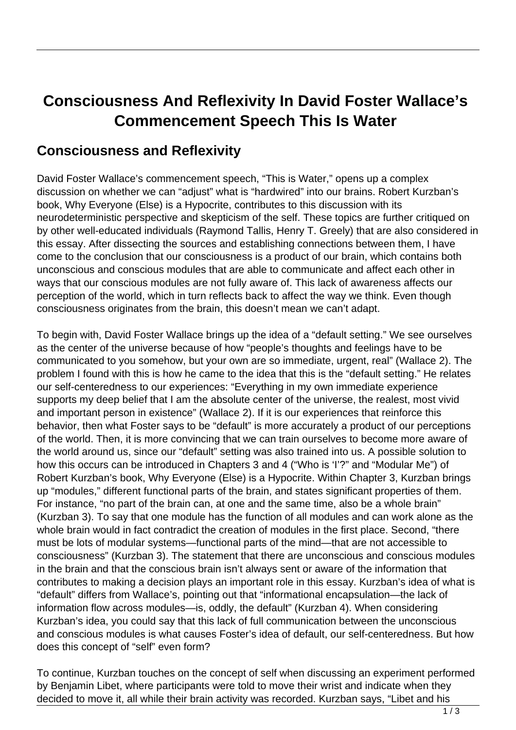# Consciousness And Reflexivity In David Foster Wallace's Commencement Speech This Is Water

## Consciousness and Reflexivity

David Foster Wallace's commencement speech, "This is Water," opens up a complex discussion on whether we can "adjust" what is "hardwired" into our brains. Robert Kurzban's book, Why Everyone (Else) is a Hypocrite, contributes to this discussion with its neurodeterministic perspective and skepticism of the self. These topics are further critiqued on by other well-educated individuals (Raymond Tallis, Henry T. Greely) that are also considered in this essay. After dissecting the sources and establishing connections between them, I have come to the conclusion that our consciousness is a product of our brain, which contains both unconscious and conscious modules that are able to communicate and affect each other in ways that our conscious modules are not fully aware of. This lack of awareness affects our perception of the world, which in turn reflects back to affect the way we think. Even though consciousness originates from the brain, this doesn't mean we can't adapt.

To begin with, David Foster Wallace brings up the idea of a "default setting." We see ourselves as the center of the universe because of how "people's thoughts and feelings have to be communicated to you somehow, but your own are so immediate, urgent, real" (Wallace 2). The problem I found with this is how he came to the idea that this is the "default setting." He relates our self-centeredness to our experiences: "Everything in my own immediate experience supports my deep belief that I am the absolute center of the universe, the realest, most vivid and important person in existence" (Wallace 2). If it is our experiences that reinforce this behavior, then what Foster says to be "default" is more accurately a product of our perceptions of the world. Then, it is more convincing that we can train ourselves to become more aware of the world around us, since our "default" setting was also trained into us. A possible solution to how this occurs can be introduced in Chapters 3 and 4 ("Who is 'I'?" and "Modular Me") of Robert Kurzban's book, Why Everyone (Else) is a Hypocrite. Within Chapter 3, Kurzban brings up "modules," different functional parts of the brain, and states significant properties of them. For instance, "no part of the brain can, at one and the same time, also be a whole brain" (Kurzban 3). To say that one module has the function of all modules and can work alone as the whole brain would in fact contradict the creation of modules in the first place. Second, "there must be lots of modular systems—functional parts of the mind—that are not accessible to consciousness" (Kurzban 3). The statement that there are unconscious and conscious modules in the brain and that the conscious brain isn't always sent or aware of the information that contributes to making a decision plays an important role in this essay. Kurzban's idea of what is "default" differs from Wallace's, pointing out that "informational encapsulation—the lack of information flow across modules—is, oddly, the default" (Kurzban 4). When considering Kurzban's idea, you could say that this lack of full communication between the unconscious and conscious modules is what causes Foster's idea of default, our self-centeredness. But how does this concept of "self" even form?

To continue, Kurzban touches on the concept of self when discussing an experiment performed by Benjamin Libet, where participants were told to move their wrist and indicate when they decided to move it, all while their brain activity was recorded. Kurzban says, "Libet and his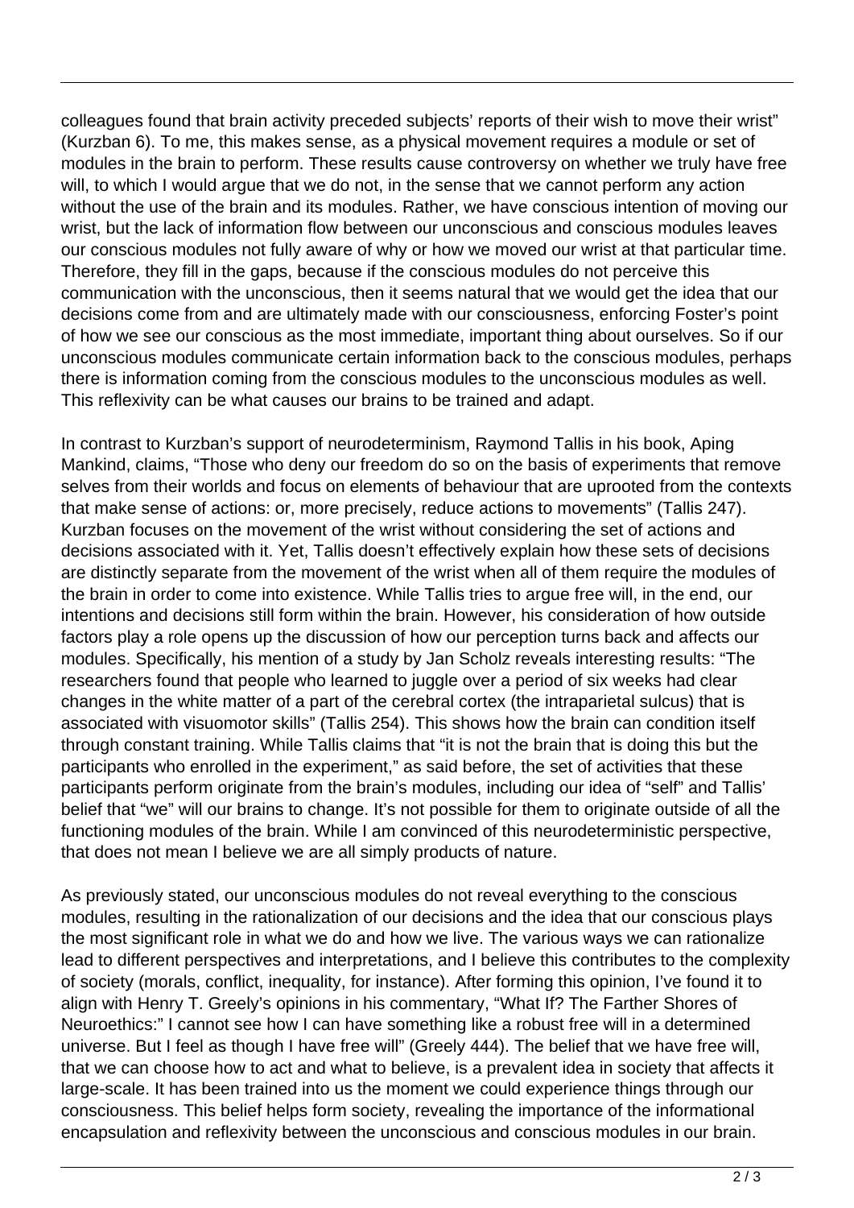colleagues found that brain activity preceded subjects' reports of their wish to move their wrist" (Kurzban 6). To me, this makes sense, as a physical movement requires a module or set of modules in the brain to perform. These results cause controversy on whether we truly have free will, to which I would argue that we do not, in the sense that we cannot perform any action without the use of the brain and its modules. Rather, we have conscious intention of moving our wrist, but the lack of information flow between our unconscious and conscious modules leaves our conscious modules not fully aware of why or how we moved our wrist at that particular time. Therefore, they fill in the gaps, because if the conscious modules do not perceive this communication with the unconscious, then it seems natural that we would get the idea that our decisions come from and are ultimately made with our consciousness, enforcing Foster's point of how we see our conscious as the most immediate, important thing about ourselves. So if our unconscious modules communicate certain information back to the conscious modules, perhaps there is information coming from the conscious modules to the unconscious modules as well. This reflexivity can be what causes our brains to be trained and adapt.

In contrast to Kurzban's support of neurodeterminism, Raymond Tallis in his book, Aping Mankind, claims, "Those who deny our freedom do so on the basis of experiments that remove selves from their worlds and focus on elements of behaviour that are uprooted from the contexts that make sense of actions: or, more precisely, reduce actions to movements" (Tallis 247). Kurzban focuses on the movement of the wrist without considering the set of actions and decisions associated with it. Yet, Tallis doesn't effectively explain how these sets of decisions are distinctly separate from the movement of the wrist when all of them require the modules of the brain in order to come into existence. While Tallis tries to argue free will, in the end, our intentions and decisions still form within the brain. However, his consideration of how outside factors play a role opens up the discussion of how our perception turns back and affects our modules. Specifically, his mention of a study by Jan Scholz reveals interesting results: "The researchers found that people who learned to juggle over a period of six weeks had clear changes in the white matter of a part of the cerebral cortex (the intraparietal sulcus) that is associated with visuomotor skills" (Tallis 254). This shows how the brain can condition itself through constant training. While Tallis claims that "it is not the brain that is doing this but the participants who enrolled in the experiment," as said before, the set of activities that these participants perform originate from the brain's modules, including our idea of "self" and Tallis' belief that "we" will our brains to change. It's not possible for them to originate outside of all the functioning modules of the brain. While I am convinced of this neurodeterministic perspective, that does not mean I believe we are all simply products of nature.

As previously stated, our unconscious modules do not reveal everything to the conscious modules, resulting in the rationalization of our decisions and the idea that our conscious plays the most significant role in what we do and how we live. The various ways we can rationalize lead to different perspectives and interpretations, and I believe this contributes to the complexity of society (morals, conflict, inequality, for instance). After forming this opinion, I've found it to align with Henry T. Greely's opinions in his commentary, "What If? The Farther Shores of Neuroethics:" I cannot see how I can have something like a robust free will in a determined universe. But I feel as though I have free will" (Greely 444). The belief that we have free will, that we can choose how to act and what to believe, is a prevalent idea in society that affects it large-scale. It has been trained into us the moment we could experience things through our consciousness. This belief helps form society, revealing the importance of the informational encapsulation and reflexivity between the unconscious and conscious modules in our brain.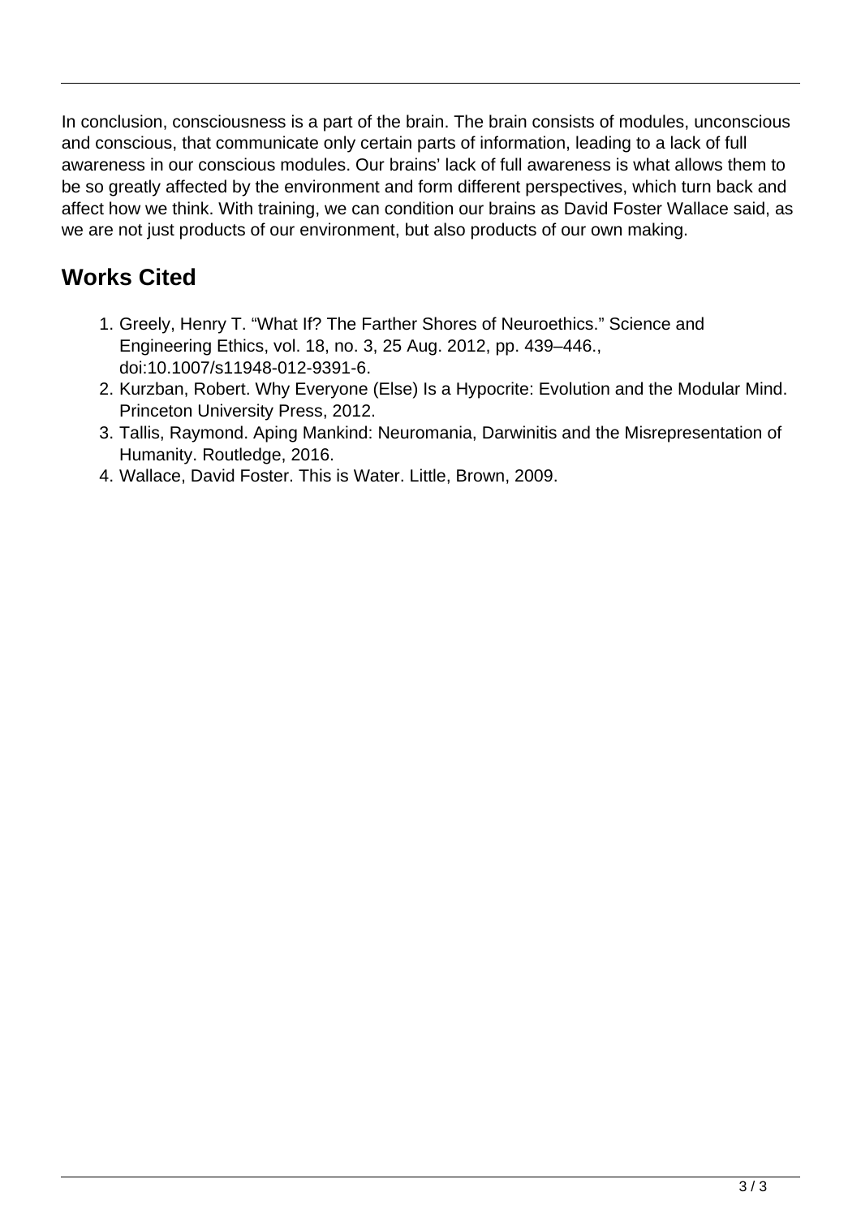In conclusion, consciousness is a part of the brain. The brain consists of modules, unconscious and conscious, that communicate only certain parts of information, leading to a lack of full awareness in our conscious modules. Our brains' lack of full awareness is what allows them to be so greatly affected by the environment and form different perspectives, which turn back and affect how we think. With training, we can condition our brains as David Foster Wallace said, as we are not just products of our environment, but also products of our own making.

## Works Cited

1. Greely, Henry T. "What If? The Farther Shores of Neuroethics." Science and Engineering Ethics, vol. 18, no. 3, 25 Aug. 2012, pp. 439–446., doi:10.1007/s11948-012-9391-6.
2. Kurzban, Robert. Why Everyone (Else) Is a Hypocrite: Evolution and the Modular Mind. Princeton University Press, 2012.
3. Tallis, Raymond. Aping Mankind: Neuromania, Darwinitis and the Misrepresentation of Humanity. Routledge, 2016.
4. Wallace, David Foster. This is Water. Little, Brown, 2009.